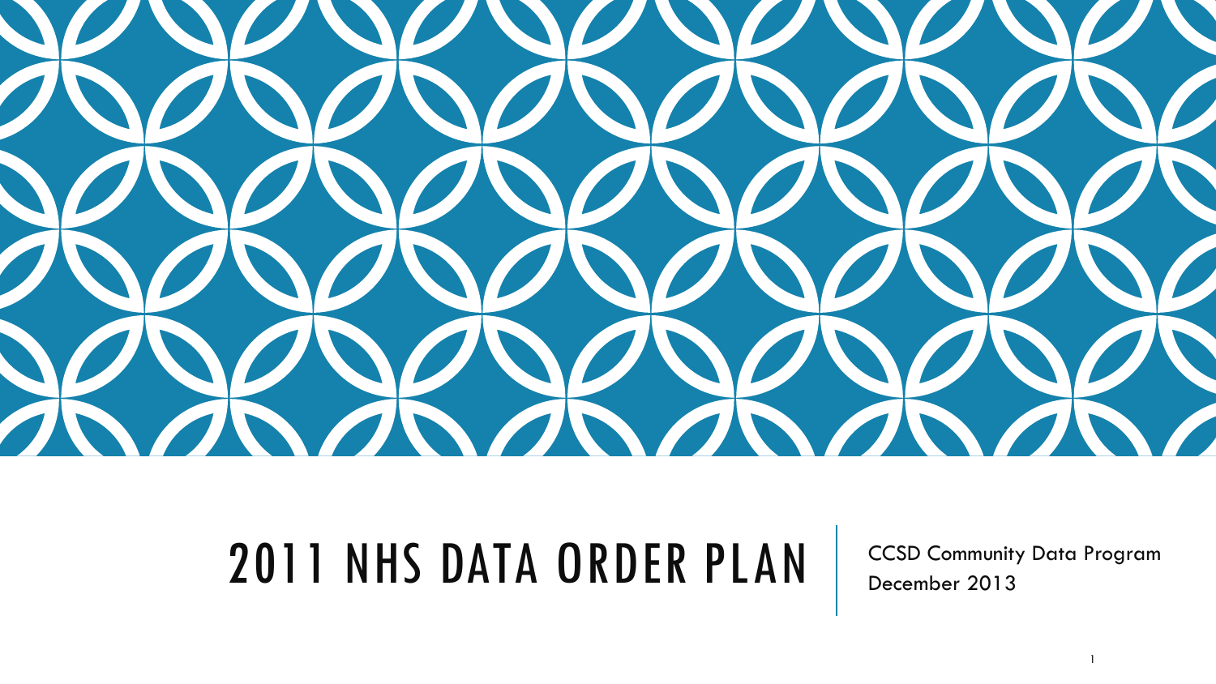# 2011 NHS DATA ORDER PLAN

CCSD Community Data Program

December 2013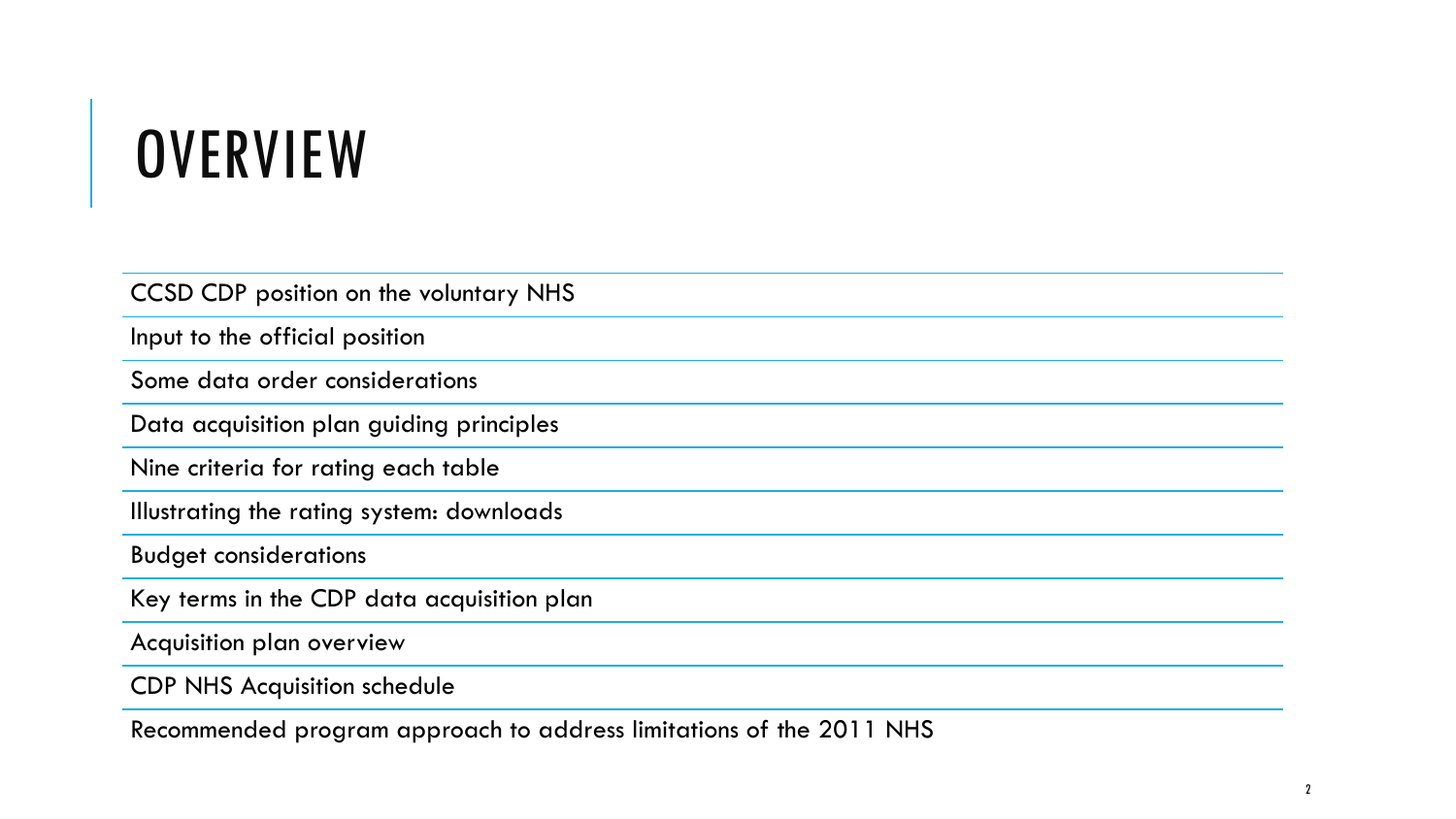# OVERVIEW

- CCSD CDP position on the voluntary NHS
- Input to the official position
- Some data order considerations
- Data acquisition plan guiding principles
- Nine criteria for rating each table
- Illustrating the rating system: downloads
- Budget considerations
- Key terms in the CDP data acquisition plan
- Acquisition plan overview
- CDP NHS Acquisition schedule
- Recommended program approach to address limitations of the 2011 NHS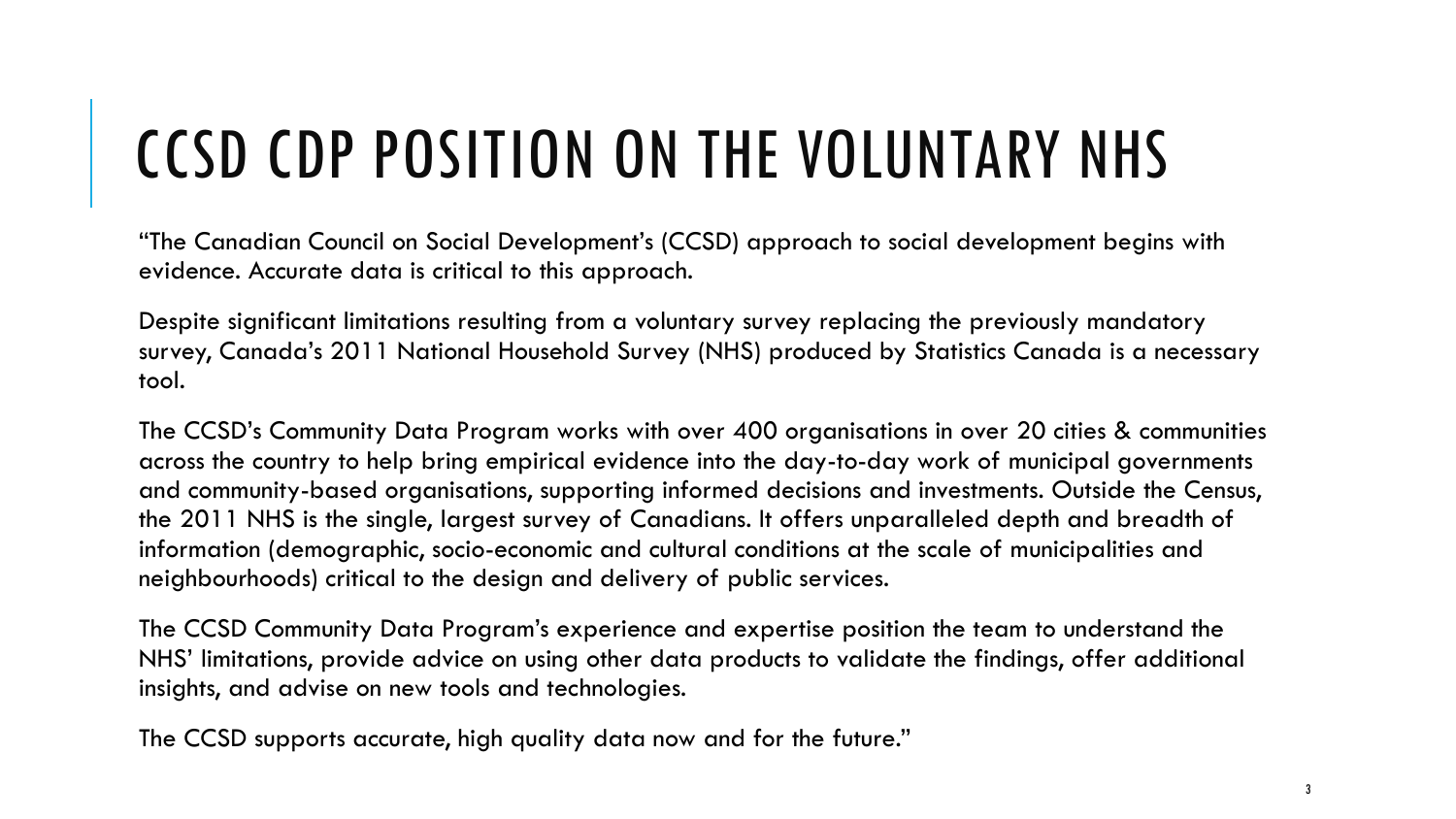# CCSD CDP POSITION ON THE VOLUNTARY NHS

"The Canadian Council on Social Development's (CCSD) approach to social development begins with evidence. Accurate data is critical to this approach.

Despite significant limitations resulting from a voluntary survey replacing the previously mandatory survey, Canada's 2011 National Household Survey (NHS) produced by Statistics Canada is a necessary tool.

The CCSD's Community Data Program works with over 400 organisations in over 20 cities & communities across the country to help bring empirical evidence into the day-to-day work of municipal governments and community-based organisations, supporting informed decisions and investments. Outside the Census, the 2011 NHS is the single, largest survey of Canadians. It offers unparalleled depth and breadth of information (demographic, socio-economic and cultural conditions at the scale of municipalities and neighbourhoods) critical to the design and delivery of public services.

The CCSD Community Data Program's experience and expertise position the team to understand the NHS' limitations, provide advice on using other data products to validate the findings, offer additional insights, and advise on new tools and technologies.

The CCSD supports accurate, high quality data now and for the future."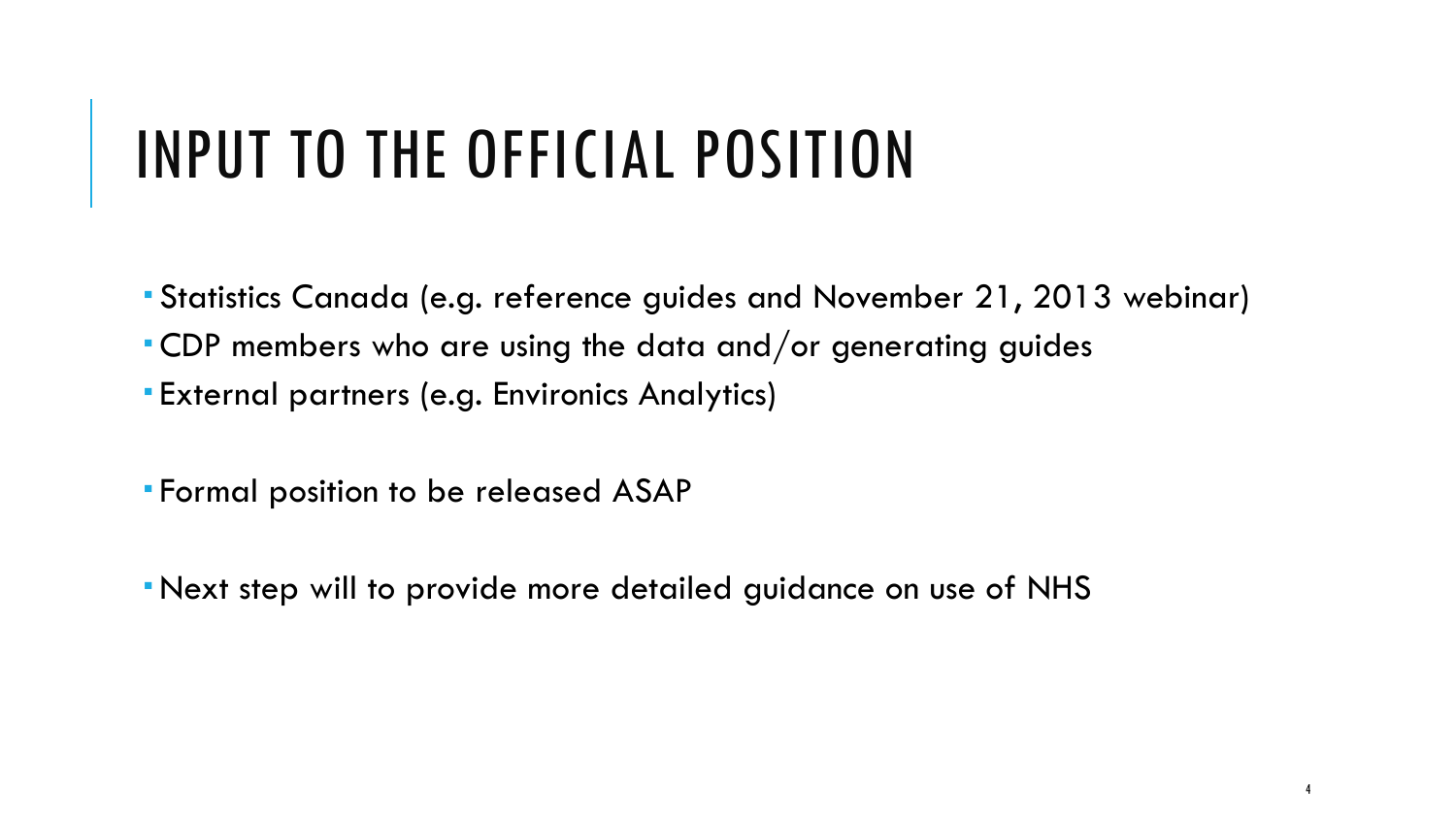# INPUT TO THE OFFICIAL POSITION

- Statistics Canada (e.g. reference guides and November 21, 2013 webinar)
- CDP members who are using the data and/or generating guides
- External partners (e.g. Environics Analytics)

- Formal position to be released ASAP

- Next step will to provide more detailed guidance on use of NHS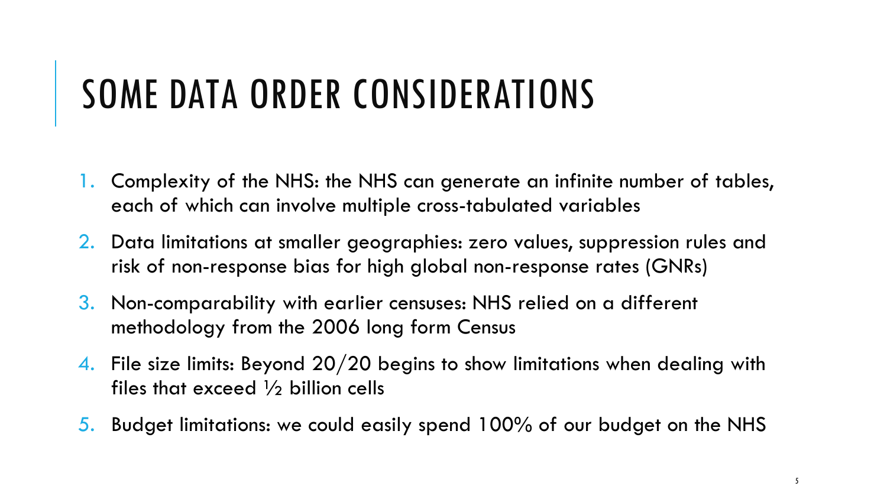# SOME DATA ORDER CONSIDERATIONS

1. Complexity of the NHS: the NHS can generate an infinite number of tables, each of which can involve multiple cross-tabulated variables
2. Data limitations at smaller geographies: zero values, suppression rules and risk of non-response bias for high global non-response rates (GNRs)
3. Non-comparability with earlier censuses: NHS relied on a different methodology from the 2006 long form Census
4. File size limits: Beyond 20/20 begins to show limitations when dealing with files that exceed ½ billion cells
5. Budget limitations: we could easily spend 100% of our budget on the NHS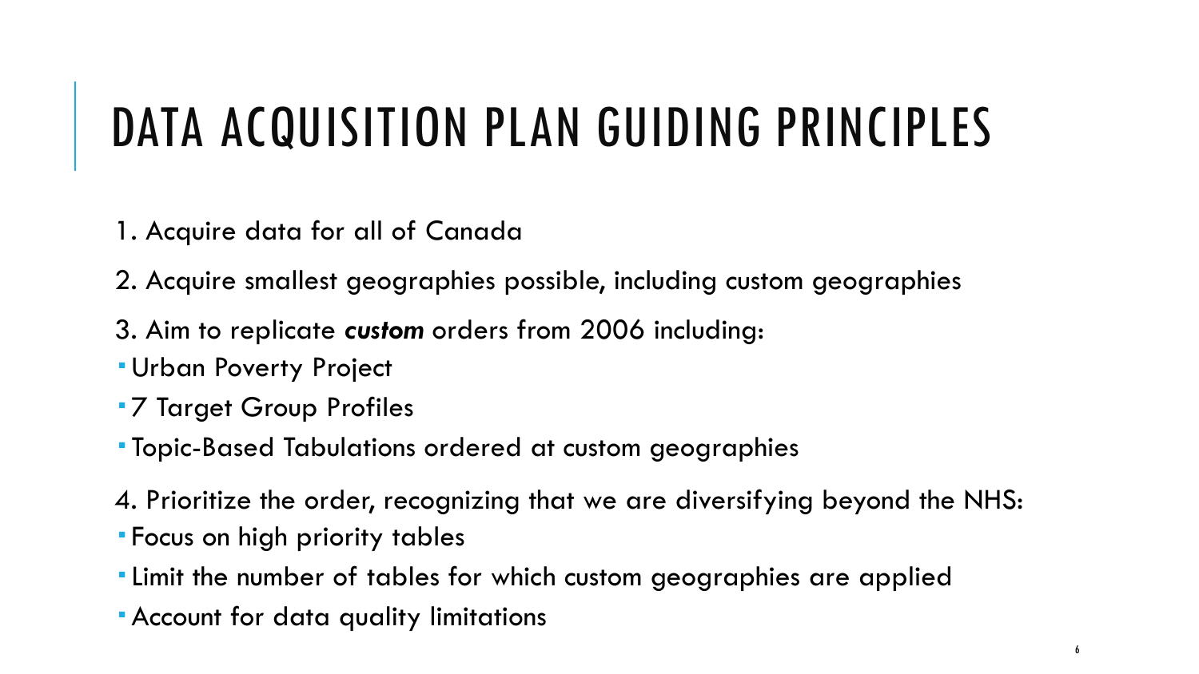# DATA ACQUISITION PLAN GUIDING PRINCIPLES

1. Acquire data for all of Canada
2. Acquire smallest geographies possible, including custom geographies
3. Aim to replicate ***custom*** orders from 2006 including:
   - Urban Poverty Project
   - 7 Target Group Profiles
   - Topic-Based Tabulations ordered at custom geographies
4. Prioritize the order, recognizing that we are diversifying beyond the NHS:
   - Focus on high priority tables
   - Limit the number of tables for which custom geographies are applied
   - Account for data quality limitations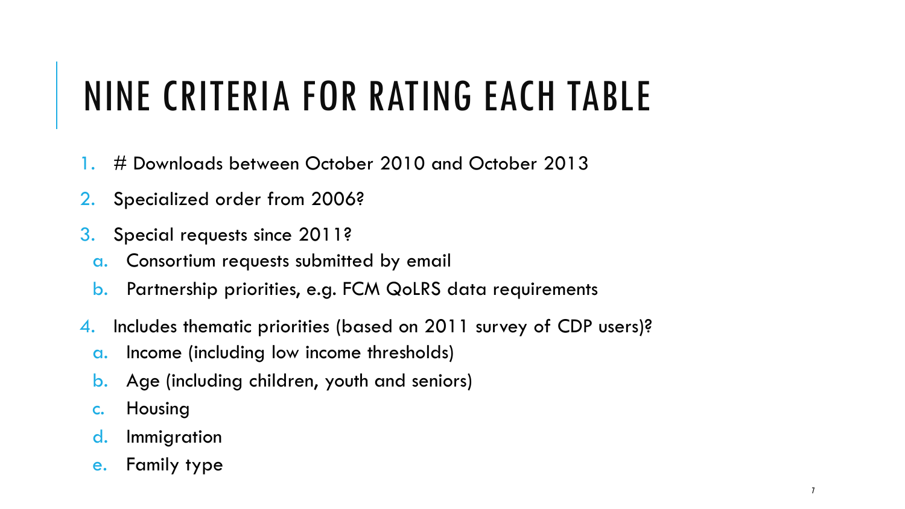# NINE CRITERIA FOR RATING EACH TABLE

1. # Downloads between October 2010 and October 2013
2. Specialized order from 2006?
3. Special requests since 2011?
   a. Consortium requests submitted by email
   b. Partnership priorities, e.g. FCM QoLRS data requirements
4. Includes thematic priorities (based on 2011 survey of CDP users)?
   a. Income (including low income thresholds)
   b. Age (including children, youth and seniors)
   c. Housing
   d. Immigration
   e. Family type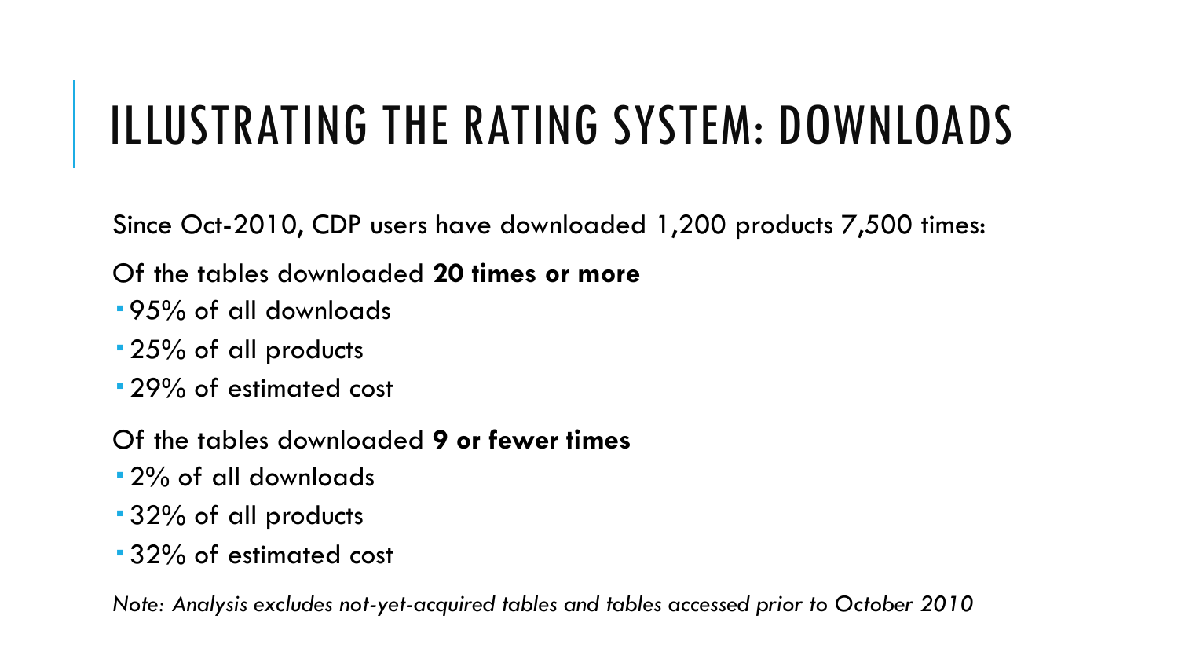# ILLUSTRATING THE RATING SYSTEM: DOWNLOADS

Since Oct-2010, CDP users have downloaded 1,200 products 7,500 times:

Of the tables downloaded **20 times or more**

- 95% of all downloads
- 25% of all products
- 29% of estimated cost

Of the tables downloaded **9 or fewer times**

- 2% of all downloads
- 32% of all products
- 32% of estimated cost

*Note: Analysis excludes not-yet-acquired tables and tables accessed prior to October 2010*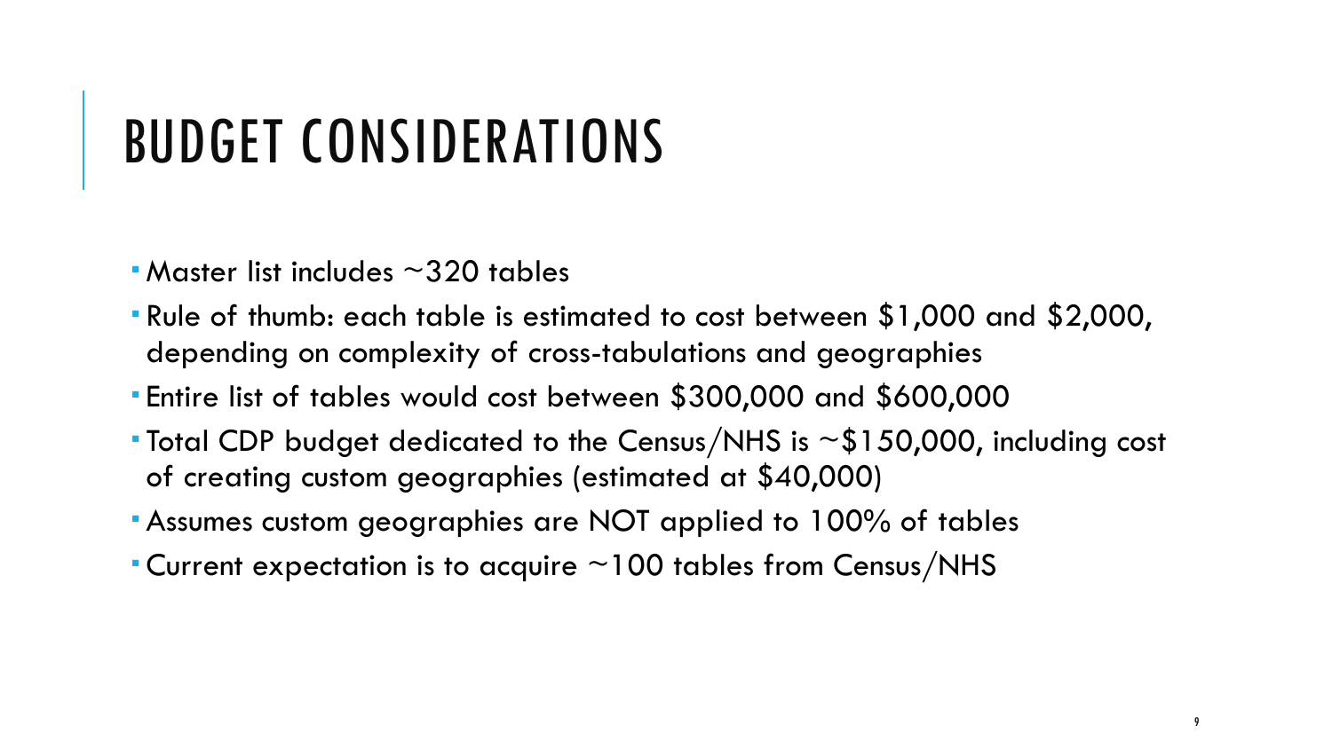# BUDGET CONSIDERATIONS

- Master list includes ~320 tables
- Rule of thumb: each table is estimated to cost between $1,000 and $2,000, depending on complexity of cross-tabulations and geographies
- Entire list of tables would cost between $300,000 and $600,000
- Total CDP budget dedicated to the Census/NHS is ~$150,000, including cost of creating custom geographies (estimated at $40,000)
- Assumes custom geographies are NOT applied to 100% of tables
- Current expectation is to acquire ~100 tables from Census/NHS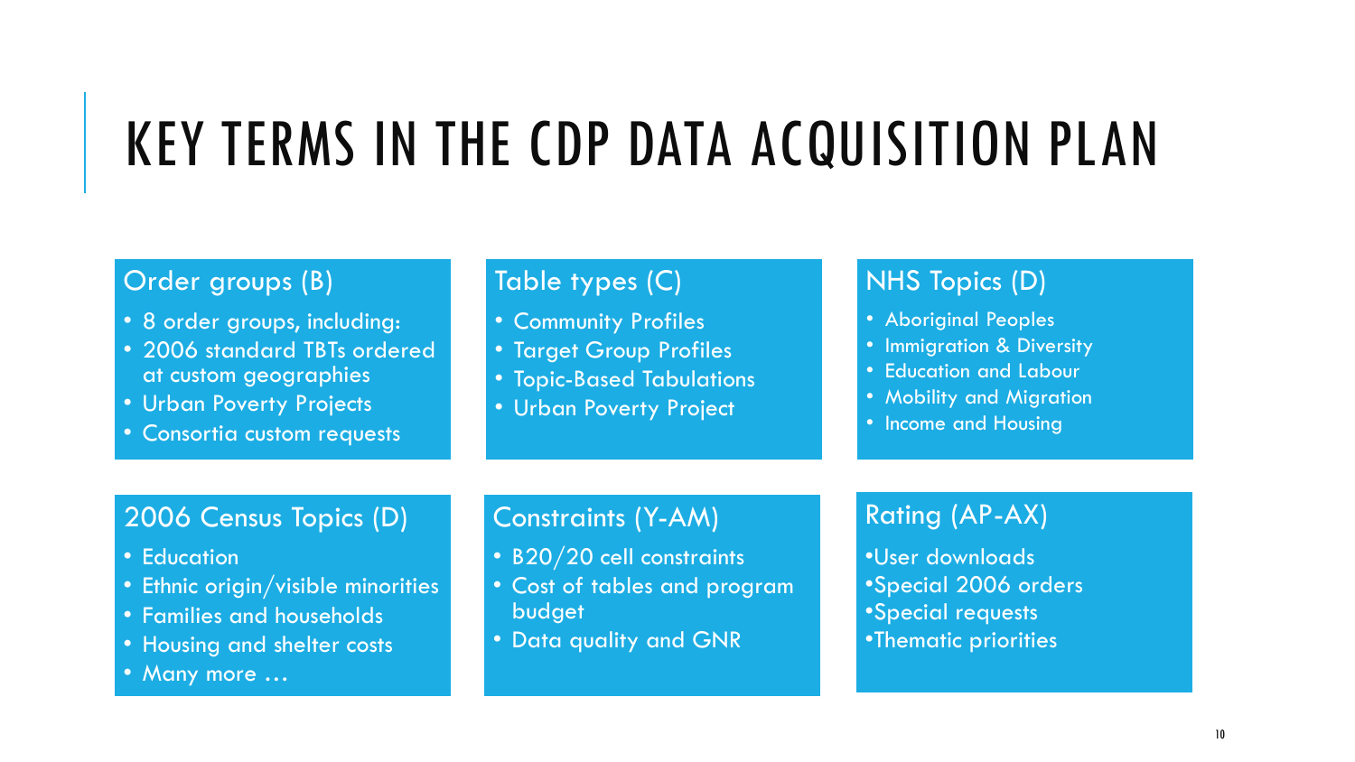# KEY TERMS IN THE CDP DATA ACQUISITION PLAN

### Order groups (B)

- 8 order groups, including:
- 2006 standard TBTs ordered at custom geographies
- Urban Poverty Projects
- Consortia custom requests

### Table types (C)

- Community Profiles
- Target Group Profiles
- Topic-Based Tabulations
- Urban Poverty Project

### NHS Topics (D)

- Aboriginal Peoples
- Immigration & Diversity
- Education and Labour
- Mobility and Migration
- Income and Housing

### 2006 Census Topics (D)

- Education
- Ethnic origin/visible minorities
- Families and households
- Housing and shelter costs
- Many more …

### Constraints (Y-AM)

- B20/20 cell constraints
- Cost of tables and program budget
- Data quality and GNR

### Rating (AP-AX)

- User downloads
- Special 2006 orders
- Special requests
- Thematic priorities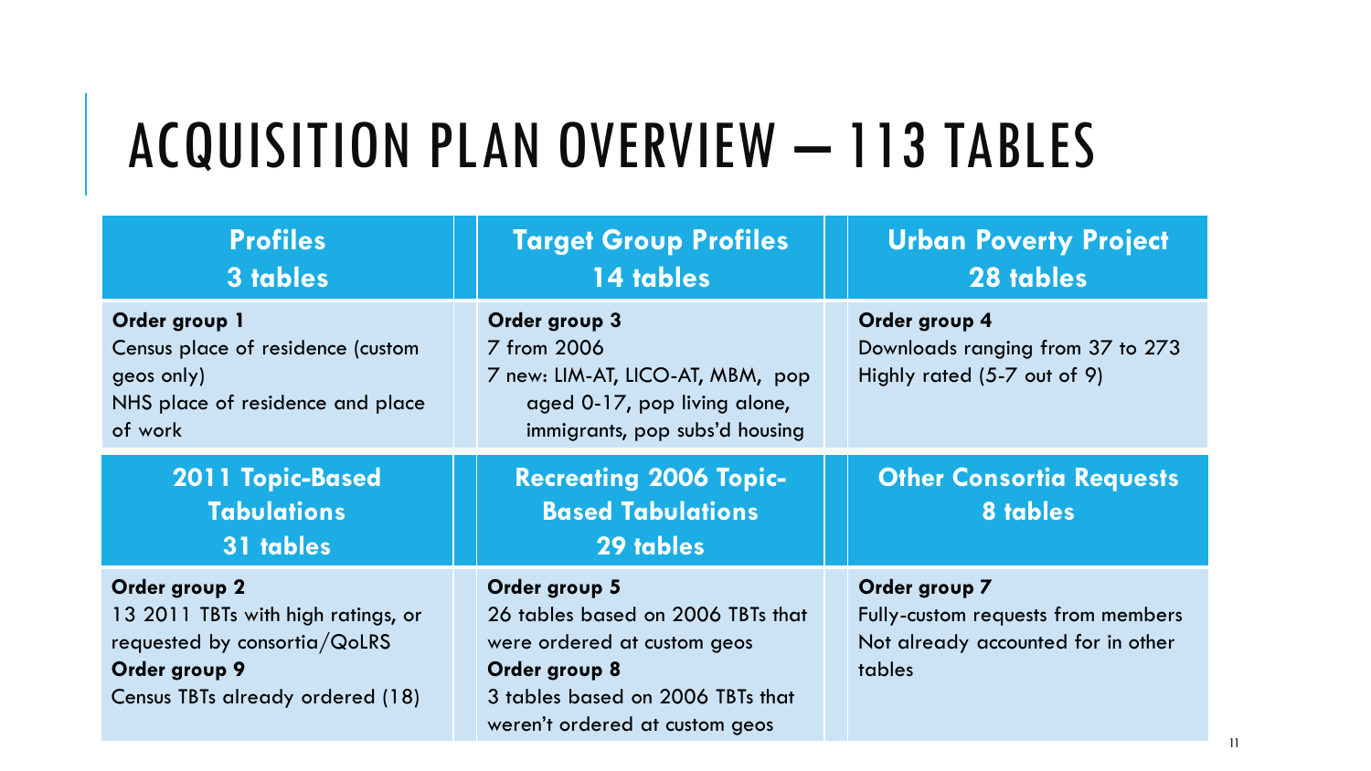# ACQUISITION PLAN OVERVIEW – 113 TABLES

| **Profiles 3 tables** | **Target Group Profiles 14 tables** | **Urban Poverty Project 28 tables** |
| --- | --- | --- |
| **Order group 1** Census place of residence (custom geos only) NHS place of residence and place of work | **Order group 3** 7 from 2006 7 new: LIM-AT, LICO-AT, MBM, pop aged 0-17, pop living alone, immigrants, pop subs'd housing | **Order group 4** Downloads ranging from 37 to 273 Highly rated (5-7 out of 9) |
| **2011 Topic-Based Tabulations 31 tables** | **Recreating 2006 Topic-Based Tabulations 29 tables** | **Other Consortia Requests 8 tables** |
| **Order group 2** 13 2011 TBTs with high ratings, or requested by consortia/QoLRS **Order group 9** Census TBTs already ordered (18) | **Order group 5** 26 tables based on 2006 TBTs that were ordered at custom geos **Order group 8** 3 tables based on 2006 TBTs that weren't ordered at custom geos | **Order group 7** Fully-custom requests from members Not already accounted for in other tables |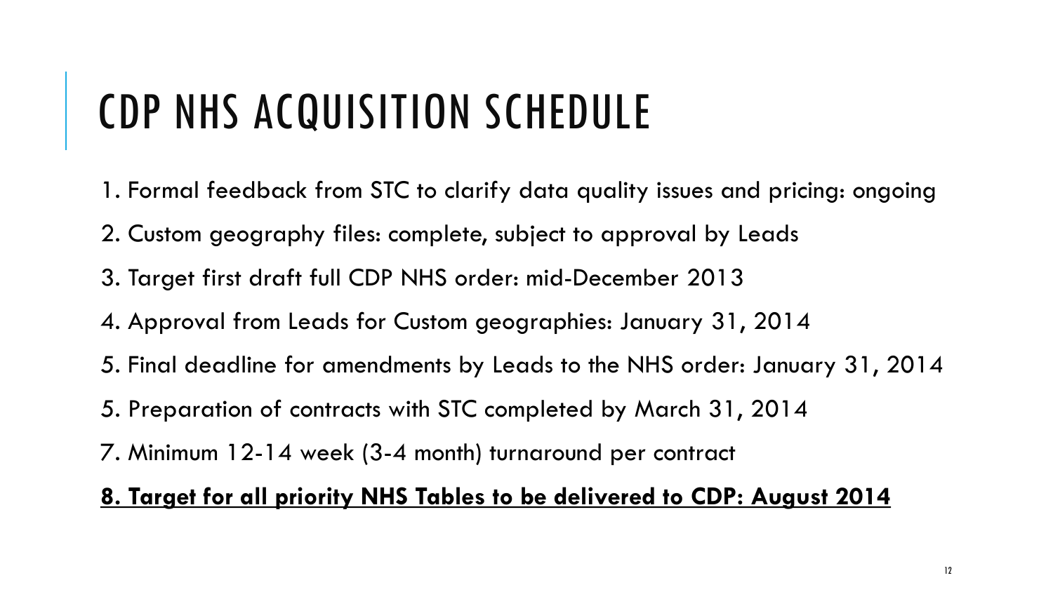# CDP NHS ACQUISITION SCHEDULE

1. Formal feedback from STC to clarify data quality issues and pricing: ongoing

2. Custom geography files: complete, subject to approval by Leads

3. Target first draft full CDP NHS order: mid-December 2013

4. Approval from Leads for Custom geographies: January 31, 2014

5. Final deadline for amendments by Leads to the NHS order: January 31, 2014

5. Preparation of contracts with STC completed by March 31, 2014

7. Minimum 12-14 week (3-4 month) turnaround per contract

**<u>8. Target for all priority NHS Tables to be delivered to CDP: August 2014</u>**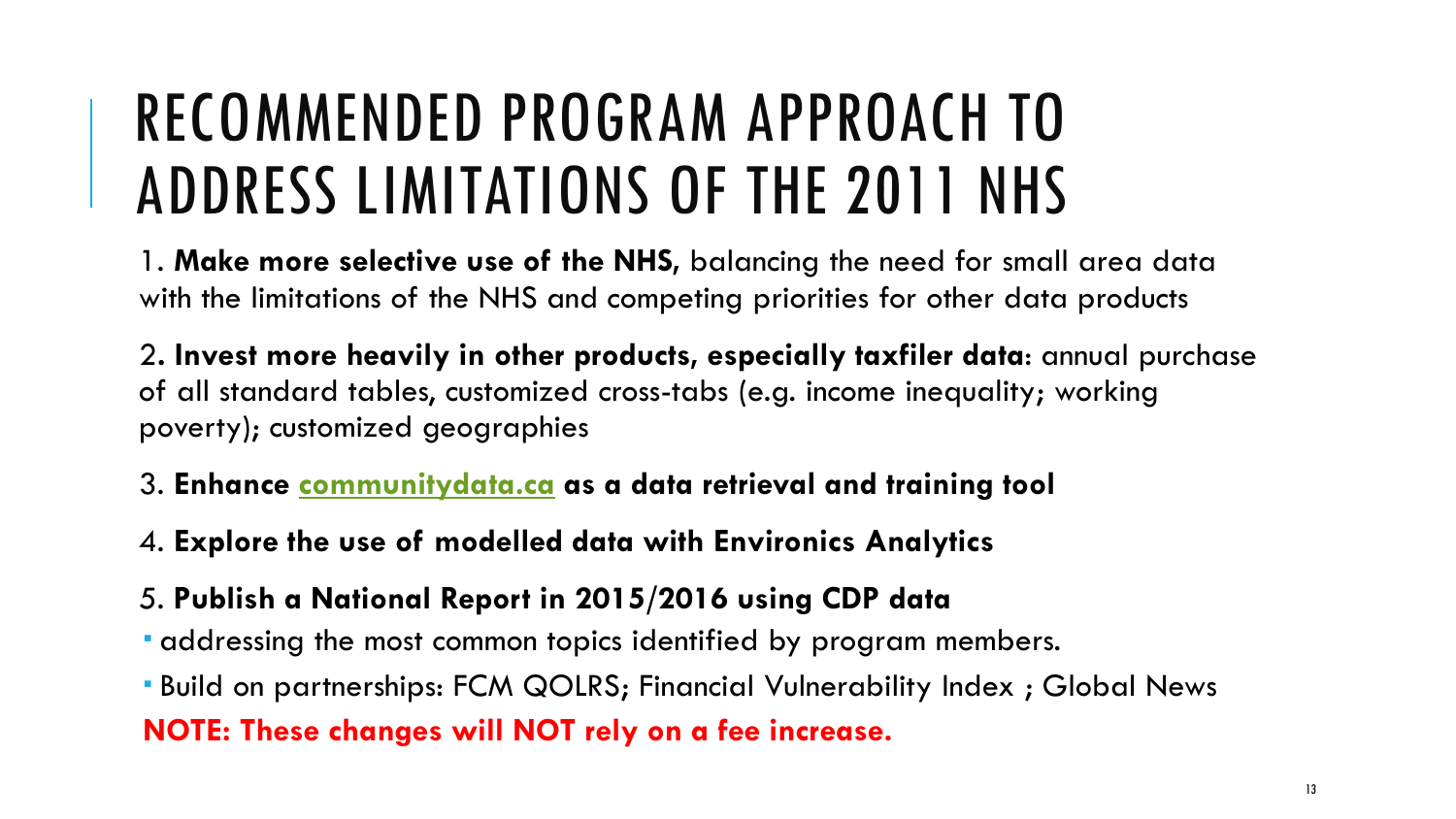# RECOMMENDED PROGRAM APPROACH TO ADDRESS LIMITATIONS OF THE 2011 NHS

1. **Make more selective use of the NHS**, balancing the need for small area data with the limitations of the NHS and competing priorities for other data products

2. **Invest more heavily in other products, especially taxfiler data**: annual purchase of all standard tables, customized cross-tabs (e.g. income inequality; working poverty); customized geographies

3. **Enhance communitydata.ca as a data retrieval and training tool**

4. **Explore the use of modelled data with Environics Analytics**

5. **Publish a National Report in 2015/2016 using CDP data**

- addressing the most common topics identified by program members.
- Build on partnerships: FCM QOLRS; Financial Vulnerability Index ; Global News

**NOTE: These changes will NOT rely on a fee increase.**